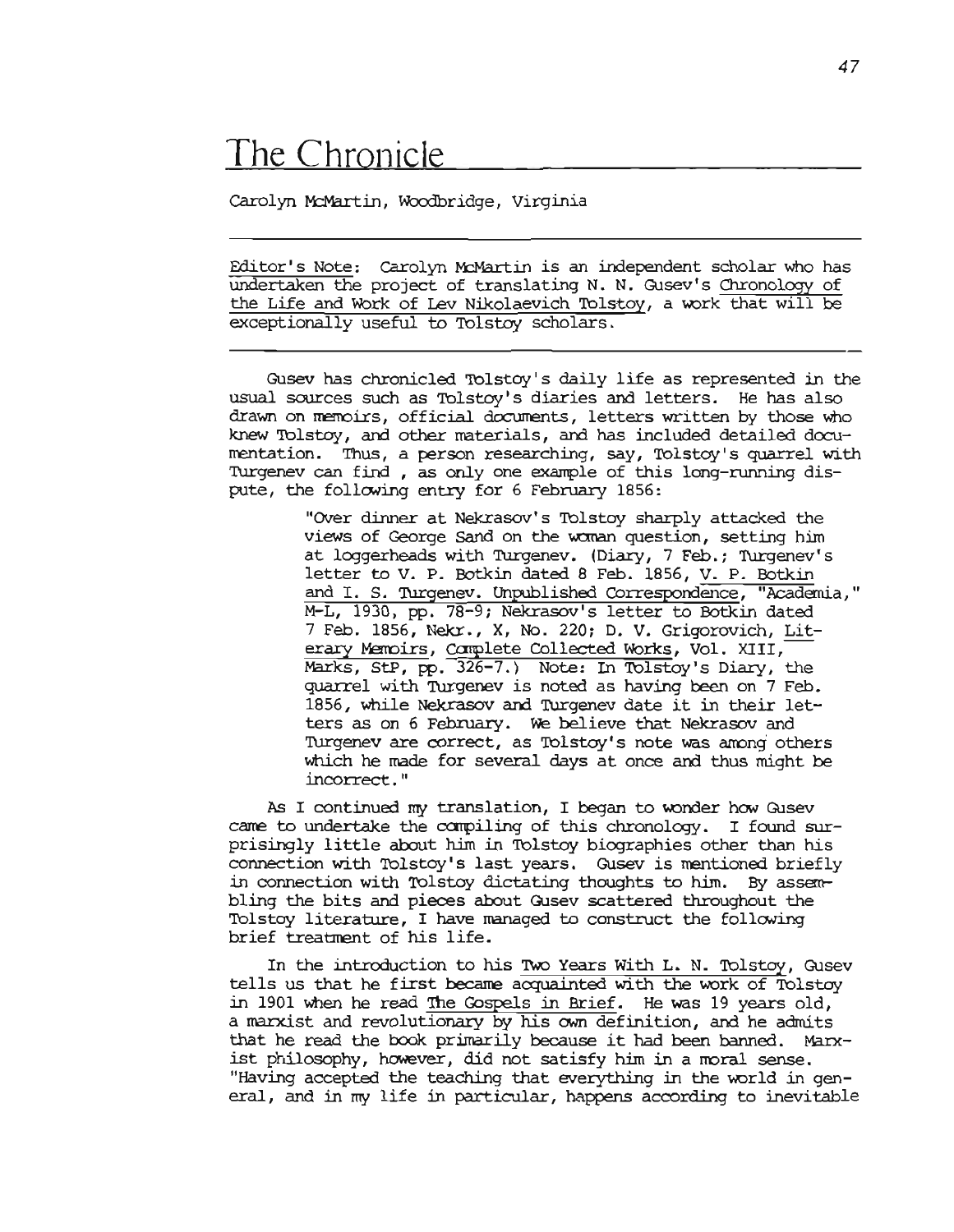# The Chronicle

Carolyn McMartin, Woodbridge, Virginia

---

Editor's Note: Carolyn McMartin is an independent scholar who has undertaken the project of translating N. N. Gusev's Chronology of the Life and Work of Lev Nikolaevich Tolstoy, a work that will be exceptionally useful to Tolstoy scholars.

---

Gusev has chronicled Tolstoy's daily life as represented in the usual sources such as Tolstoy's diaries and letters. He has also drawn on memoirs, official documents, letters written by those who knew Tolstoy, and other materials, and has included detailed documentation. Thus, a person researching, say, Tolstoy's quarrel with Turgenev can find , as only one example of this long-running dispute, the following entry for 6 February 1856:

> "Over dinner at Nekrasov's Tolstoy sharply attacked the views of George Sand on the woman question, setting him at loggerheads with Turgenev. (Diary, 7 Feb.; Turgenev's letter to V. P. Botkin dated 8 Feb. 1856, V. P. Botkin and I. S. Turgenev. Unpublished Correspondence, "Academia," M-L, 1930, pp. 78-9; Nekrasov's letter to Botkin dated 7 Feb. 1856, Nekr., X, No. 220; D. V. Grigorovich, Literary Memoirs, Complete Collected Works, Vol. XIII, Marks, StP, pp. 326-7.) Note: In Tolstoy's Diary, the quarrel with Turgenev is noted as having been on 7 Feb. 1856, while Nekrasov and Turgenev date it in their letters as on 6 February. We believe that Nekrasov and Turgenev are correct, as Tolstoy's note was among others which he made for several days at once and thus might be incorrect."

As I continued my translation, I began to wonder how Gusev came to undertake the compiling of this chronology. I found surprisingly little about him in Tolstoy biographies other than his connection with Tolstoy's last years. Gusev is mentioned briefly in connection with Tolstoy dictating thoughts to him. By assembling the bits and pieces about Gusev scattered throughout the Tolstoy literature, I have managed to construct the following brief treatment of his life.

In the introduction to his Two Years With L. N. Tolstoy, Gusev tells us that he first became acquainted with the work of Tolstoy in 1901 when he read The Gospels in Brief. He was 19 years old, a marxist and revolutionary by his own definition, and he admits that he read the book primarily because it had been banned. Marxist philosophy, however, did not satisfy him in a moral sense. "Having accepted the teaching that everything in the world in general, and in my life in particular, happens according to inevitable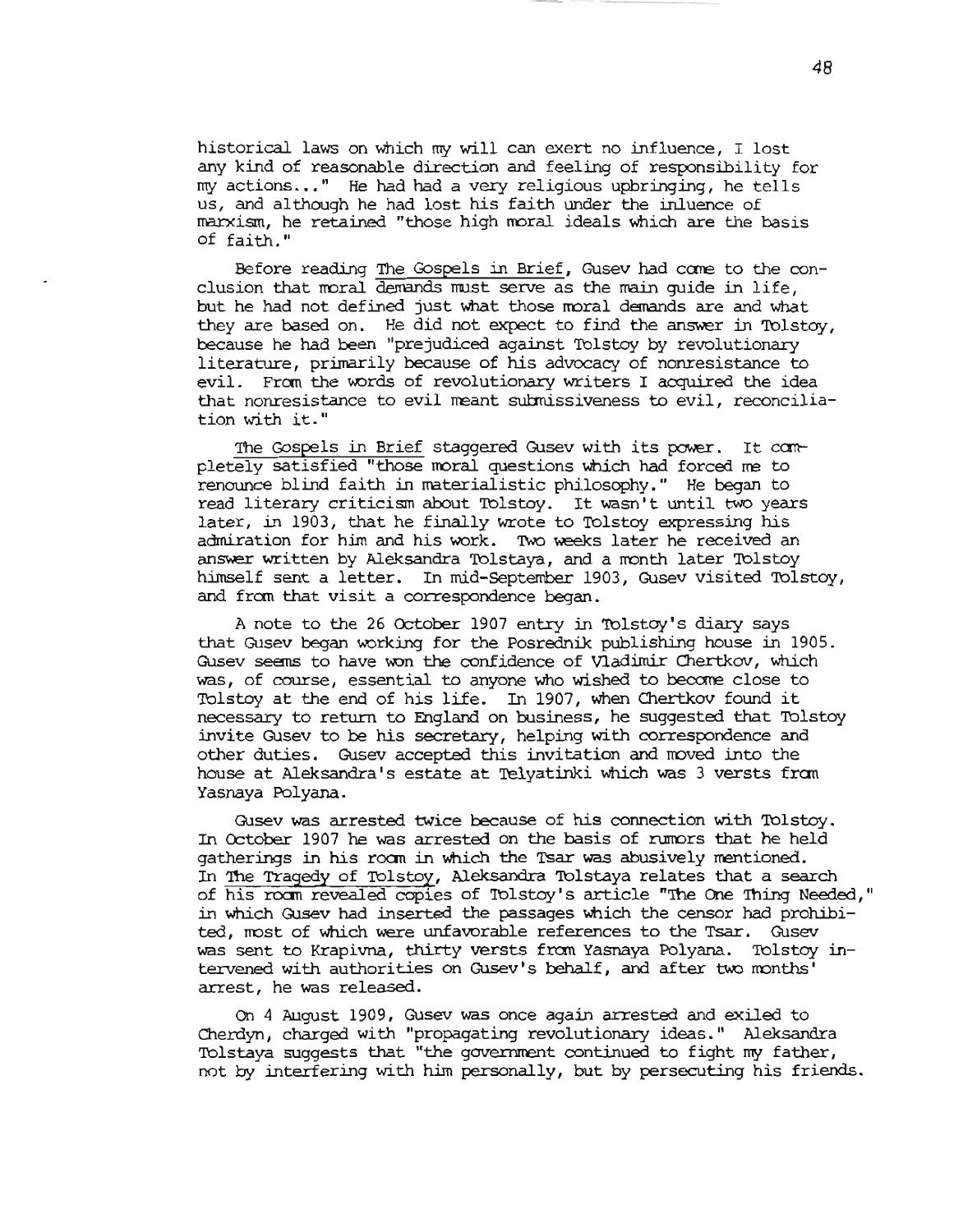historical laws on which my will can exert no influence, I lost any kind of reasonable direction and feeling of responsibility for my actions..." He had had a very religious upbringing, he tells us, and although he had lost his faith under the inluence of marxism, he retained "those high moral ideals which are the basis of faith."

Before reading The Gospels in Brief, Gusev had come to the conclusion that moral demands must serve as the main guide in life, but he had not defined just what those moral demands are and what they are based on. He did not expect to find the answer in Tolstoy, because he had been "prejudiced against Tolstoy by revolutionary literature, primarily because of his advocacy of nonresistance to evil. From the words of revolutionary writers I acquired the idea that nonresistance to evil meant submissiveness to evil, reconciliation with it."

The Gospels in Brief staggered Gusev with its power. It completely satisfied "those moral questions which had forced me to renounce blind faith in materialistic philosophy." He began to read literary criticism about Tolstoy. It wasn't until two years later, in 1903, that he finally wrote to Tolstoy expressing his admiration for him and his work. Two weeks later he received an answer written by Aleksandra Tolstaya, and a month later Tolstoy himself sent a letter. In mid-September 1903, Gusev visited Tolstoy, and from that visit a correspondence began.

A note to the 26 October 1907 entry in Tolstoy's diary says that Gusev began working for the Posrednik publishing house in 1905. Gusev seems to have won the confidence of Vladimir Chertkov, which was, of course, essential to anyone who wished to become close to Tolstoy at the end of his life. In 1907, when Chertkov found it necessary to return to England on business, he suggested that Tolstoy invite Gusev to be his secretary, helping with correspondence and other duties. Gusev accepted this invitation and moved into the house at Aleksandra's estate at Telyatinki which was 3 versts from Yasnaya Polyana.

Gusev was arrested twice because of his connection with Tolstoy. In October 1907 he was arrested on the basis of rumors that he held gatherings in his room in which the Tsar was abusively mentioned. In The Tragedy of Tolstoy, Aleksandra Tolstaya relates that a search of his room revealed copies of Tolstoy's article "The One Thing Needed," in which Gusev had inserted the passages which the censor had prohibited, most of which were unfavorable references to the Tsar. Gusev was sent to Krapivna, thirty versts from Yasnaya Polyana. Tolstoy intervened with authorities on Gusev's behalf, and after two months' arrest, he was released.

On 4 August 1909, Gusev was once again arrested and exiled to Cherdyn, charged with "propagating revolutionary ideas." Aleksandra Tolstaya suggests that "the government continued to fight my father, not by interfering with him personally, but by persecuting his friends.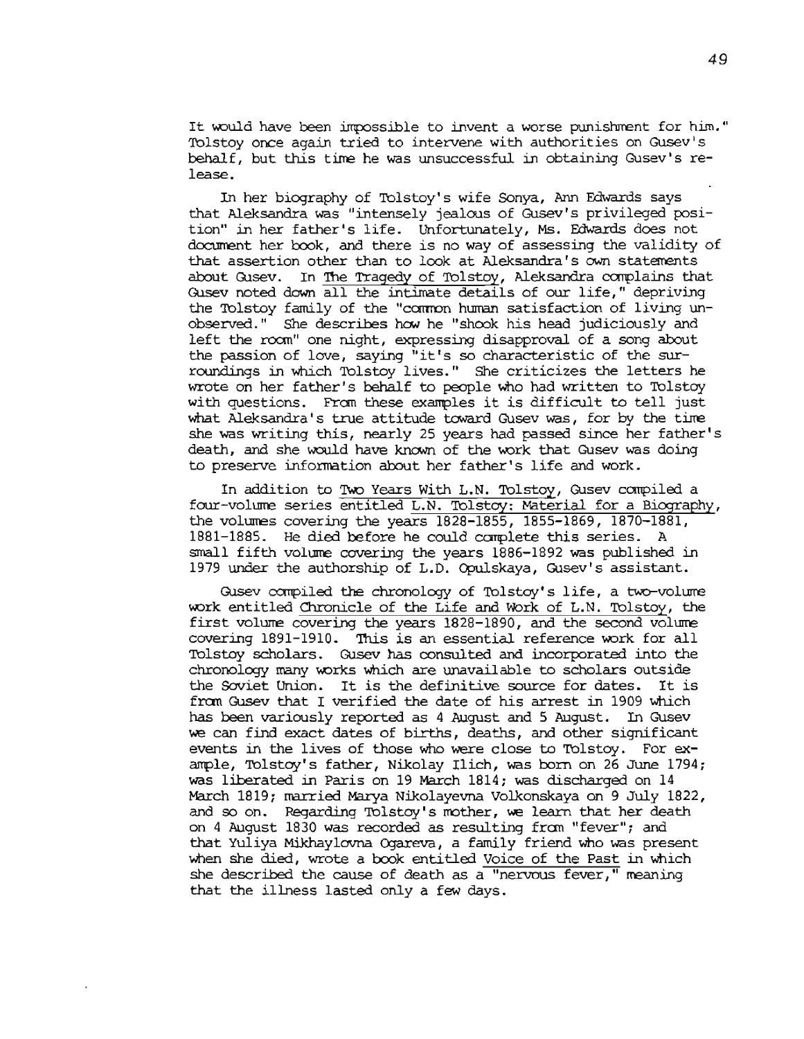It would have been impossible to invent a worse punishment for him." Tolstoy once again tried to intervene with authorities on Gusev's behalf, but this time he was unsuccessful in obtaining Gusev's release.

In her biography of Tolstoy's wife Sonya, Ann Edwards says that Aleksandra was "intensely jealous of Gusev's privileged position" in her father's life. Unfortunately, Ms. Edwards does not document her book, and there is no way of assessing the validity of that assertion other than to look at Aleksandra's own statements about Gusev. In The Tragedy of Tolstoy, Aleksandra complains that Gusev noted down all the intimate details of our life," depriving the Tolstoy family of the "common human satisfaction of living unobserved." She describes how he "shook his head judiciously and left the room" one night, expressing disapproval of a song about the passion of love, saying "it's so characteristic of the surroundings in which Tolstoy lives." She criticizes the letters he wrote on her father's behalf to people who had written to Tolstoy with questions. From these examples it is difficult to tell just what Aleksandra's true attitude toward Gusev was, for by the time she was writing this, nearly 25 years had passed since her father's death, and she would have known of the work that Gusev was doing to preserve information about her father's life and work.

In addition to Two Years With L.N. Tolstoy, Gusev compiled a four-volume series entitled L.N. Tolstoy: Material for a Biography, the volumes covering the years 1828-1855, 1855-1869, 1870-1881, 1881-1885. He died before he could complete this series. A small fifth volume covering the years 1886-1892 was published in 1979 under the authorship of L.D. Opulskaya, Gusev's assistant.

Gusev compiled the chronology of Tolstoy's life, a two-volume work entitled Chronicle of the Life and Work of L.N. Tolstoy, the first volume covering the years 1828-1890, and the second volume covering 1891-1910. This is an essential reference work for all Tolstoy scholars. Gusev has consulted and incorporated into the chronology many works which are unavailable to scholars outside the Soviet Union. It is the definitive source for dates. It is from Gusev that I verified the date of his arrest in 1909 which has been variously reported as 4 August and 5 August. In Gusev we can find exact dates of births, deaths, and other significant events in the lives of those who were close to Tolstoy. For example, Tolstoy's father, Nikolay Ilich, was born on 26 June 1794; was liberated in Paris on 19 March 1814; was discharged on 14 March 1819; married Marya Nikolayevna Volkonskaya on 9 July 1822, and so on. Regarding Tolstoy's mother, we learn that her death on 4 August 1830 was recorded as resulting from "fever"; and that Yuliya Mikhaylovna Ogareva, a family friend who was present when she died, wrote a book entitled Voice of the Past in which she described the cause of death as a "nervous fever," meaning that the illness lasted only a few days.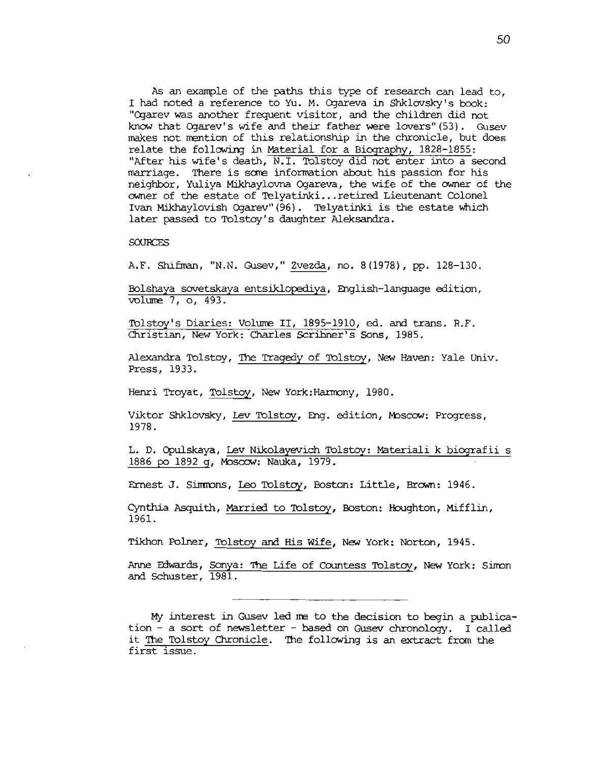As an example of the paths this type of research can lead to, I had noted a reference to Yu. M. Ogareva in Shklovsky's book: "Ogarev was another frequent visitor, and the children did not know that Ogarev's wife and their father were lovers"(53). Gusev makes not mention of this relationship in the chronicle, but does relate the following in Material for a Biography, 1828-1855: "After his wife's death, N.I. Tolstoy did not enter into a second marriage. There is some information about his passion for his neighbor, Yuliya Mikhaylovna Ogareva, the wife of the owner of the owner of the estate of Telyatinki...retired Lieutenant Colonel Ivan Mikhaylovish Ogarev"(96). Telyatinki is the estate which later passed to Tolstoy's daughter Aleksandra.

SOURCES

A.F. Shifman, "N.N. Gusev," Zvezda, no. 8(1978), pp. 128-130.

Bolshaya sovetskaya entsiklopediya, English-language edition, volume 7, o, 493.

Tolstoy's Diaries: Volume II, 1895-1910, ed. and trans. R.F. Christian, New York: Charles Scribner's Sons, 1985.

Alexandra Tolstoy, The Tragedy of Tolstoy, New Haven: Yale Univ. Press, 1933.

Henri Troyat, Tolstoy, New York:Harmony, 1980.

Viktor Shklovsky, Lev Tolstoy, Eng. edition, Moscow: Progress, 1978.

L. D. Opulskaya, Lev Nikolayevich Tolstoy: Materiali k biografii s 1886 po 1892 g, Moscow: Nauka, 1979.

Ernest J. Simmons, Leo Tolstoy, Boston: Little, Brown: 1946.

Cynthia Asquith, Married to Tolstoy, Boston: Houghton, Mifflin, 1961.

Tikhon Polner, Tolstoy and His Wife, New York: Norton, 1945.

Anne Edwards, Sonya: The Life of Countess Tolstoy, New York: Simon and Schuster, 1981.

---

My interest in Gusev led me to the decision to begin a publication - a sort of newsletter - based on Gusev chronology. I called it The Tolstoy Chronicle. The following is an extract from the first issue.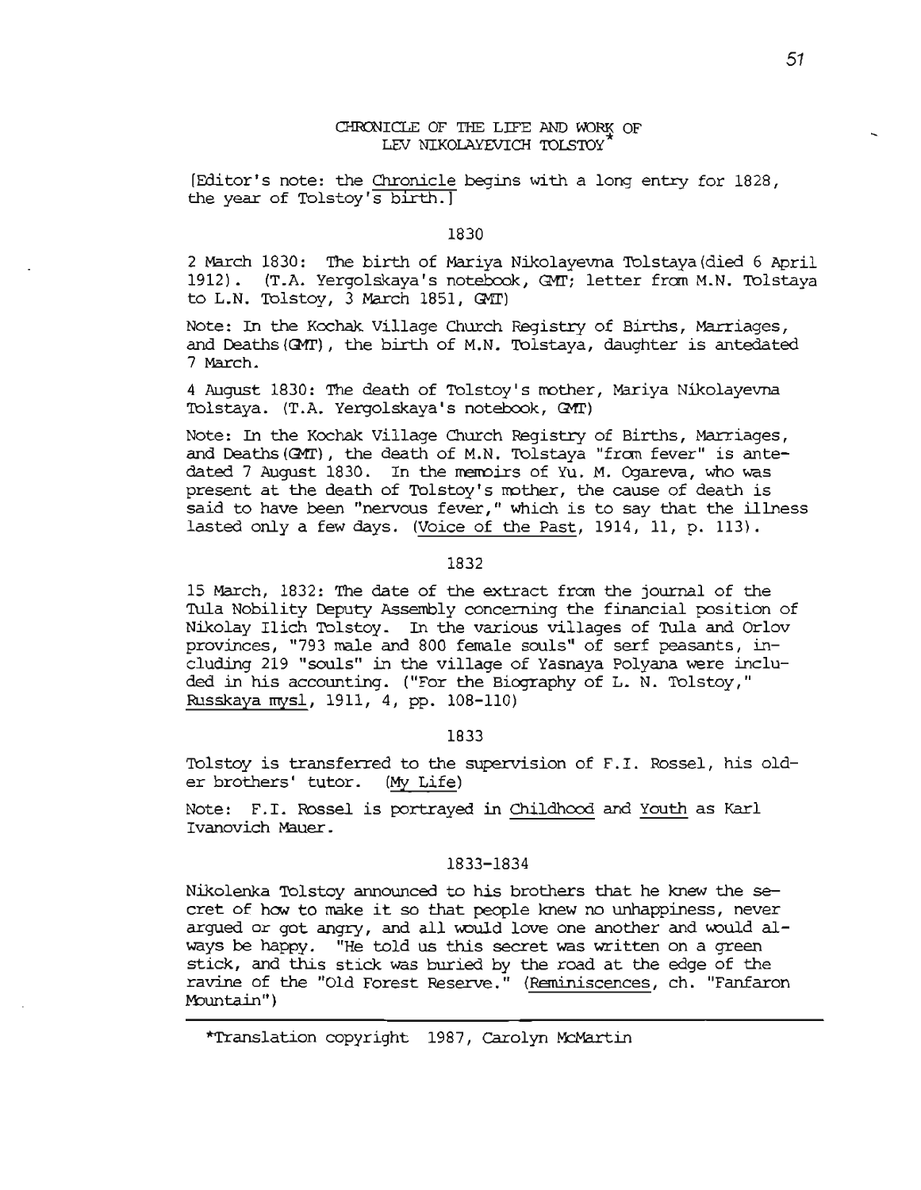# CHRONICLE OF THE LIFE AND WORK OF LEV NIKOLAYEVICH TOLSTOY*

[Editor's note: the Chronicle begins with a long entry for 1828, the year of Tolstoy's birth.]

## 1830

2 March 1830: The birth of Mariya Nikolayevna Tolstaya (died 6 April 1912). (T.A. Yergolskaya's notebook, GMT; letter from M.N. Tolstaya to L.N. Tolstoy, 3 March 1851, GMT)

Note: In the Kochak Village Church Registry of Births, Marriages, and Deaths (GMT), the birth of M.N. Tolstaya, daughter is antedated 7 March.

4 August 1830: The death of Tolstoy's mother, Mariya Nikolayevna Tolstaya. (T.A. Yergolskaya's notebook, GMT)

Note: In the Kochak Village Church Registry of Births, Marriages, and Deaths (GMT), the death of M.N. Tolstaya "from fever" is antedated 7 August 1830. In the memoirs of Yu. M. Ogareva, who was present at the death of Tolstoy's mother, the cause of death is said to have been "nervous fever," which is to say that the illness lasted only a few days. (Voice of the Past, 1914, 11, p. 113).

## 1832

15 March, 1832: The date of the extract from the journal of the Tula Nobility Deputy Assembly concerning the financial position of Nikolay Ilich Tolstoy. In the various villages of Tula and Orlov provinces, "793 male and 800 female souls" of serf peasants, including 219 "souls" in the village of Yasnaya Polyana were included in his accounting. ("For the Biography of L. N. Tolstoy," Russkaya mysl, 1911, 4, pp. 108-110)

## 1833

Tolstoy is transferred to the supervision of F.I. Rossel, his older brothers' tutor. (My Life)

Note: F.I. Rossel is portrayed in Childhood and Youth as Karl Ivanovich Mauer.

## 1833-1834

Nikolenka Tolstoy announced to his brothers that he knew the secret of how to make it so that people knew no unhappiness, never argued or got angry, and all would love one another and would always be happy. "He told us this secret was written on a green stick, and this stick was buried by the road at the edge of the ravine of the "Old Forest Reserve." (Reminiscences, ch. "Fanfaron Mountain")

---

*Translation copyright 1987, Carolyn McMartin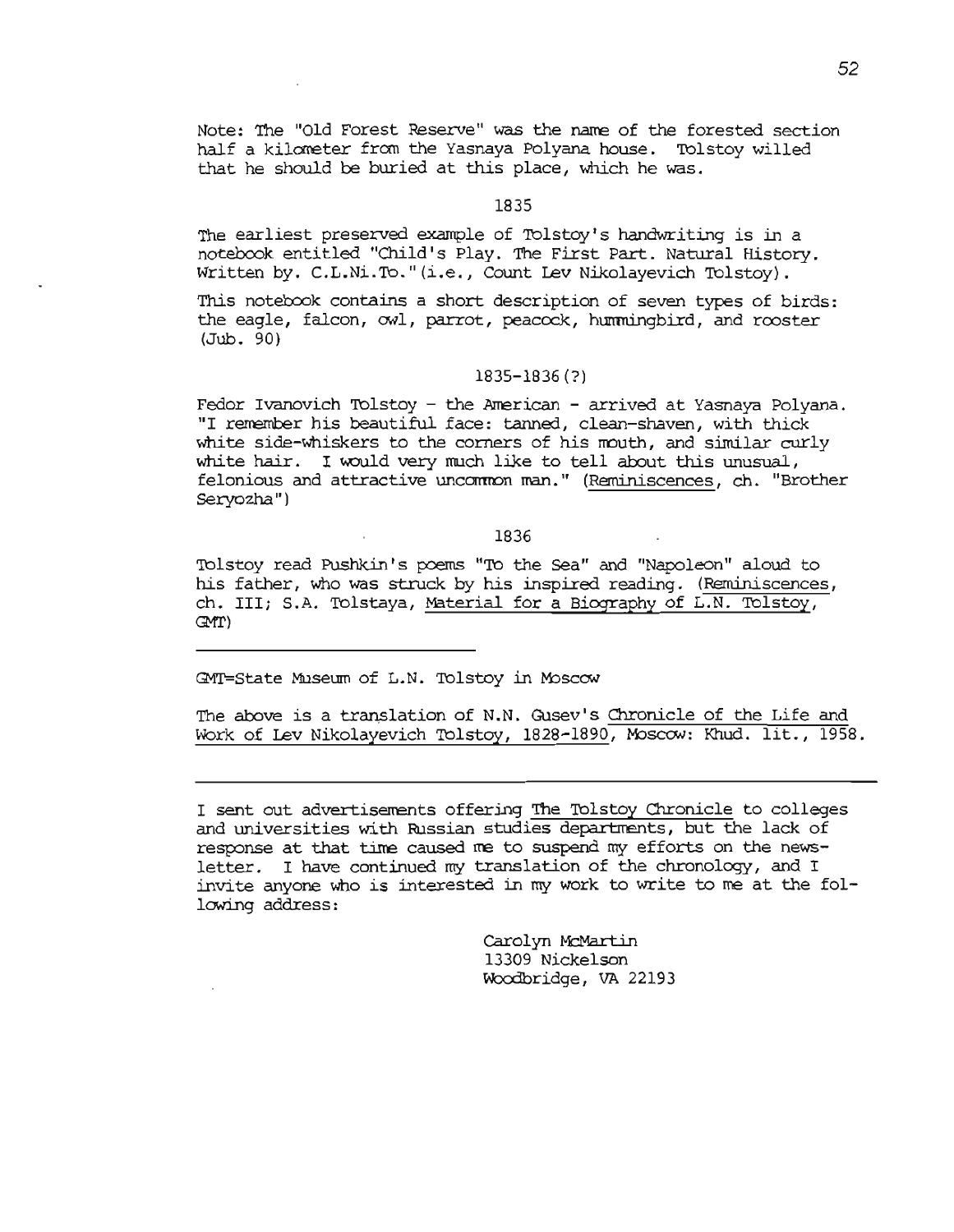Note: The "Old Forest Reserve" was the name of the forested section half a kilometer from the Yasnaya Polyana house. Tolstoy willed that he should be buried at this place, which he was.

1835

The earliest preserved example of Tolstoy's handwriting is in a notebook entitled "Child's Play. The First Part. Natural History. Written by. C.L.Ni.To."(i.e., Count Lev Nikolayevich Tolstoy).

This notebook contains a short description of seven types of birds: the eagle, falcon, owl, parrot, peacock, hummingbird, and rooster (Jub. 90)

1835-1836(?)

Fedor Ivanovich Tolstoy - the American - arrived at Yasnaya Polyana. "I remember his beautiful face: tanned, clean-shaven, with thick white side-whiskers to the corners of his mouth, and similar curly white hair. I would very much like to tell about this unusual, felonious and attractive uncommon man." (Reminiscences, ch. "Brother Seryozha")

1836

Tolstoy read Pushkin's poems "To the Sea" and "Napoleon" aloud to his father, who was struck by his inspired reading. (Reminiscences, ch. III; S.A. Tolstaya, Material for a Biography of L.N. Tolstoy, GMT)

---

GMT=State Museum of L.N. Tolstoy in Moscow

The above is a translation of N.N. Gusev's Chronicle of the Life and Work of Lev Nikolayevich Tolstoy, 1828-1890, Moscow: Khud. lit., 1958.

---

I sent out advertisements offering The Tolstoy Chronicle to colleges and universities with Russian studies departments, but the lack of response at that time caused me to suspend my efforts on the newsletter. I have continued my translation of the chronology, and I invite anyone who is interested in my work to write to me at the following address:

Carolyn McMartin
13309 Nickelson
Woodbridge, VA 22193